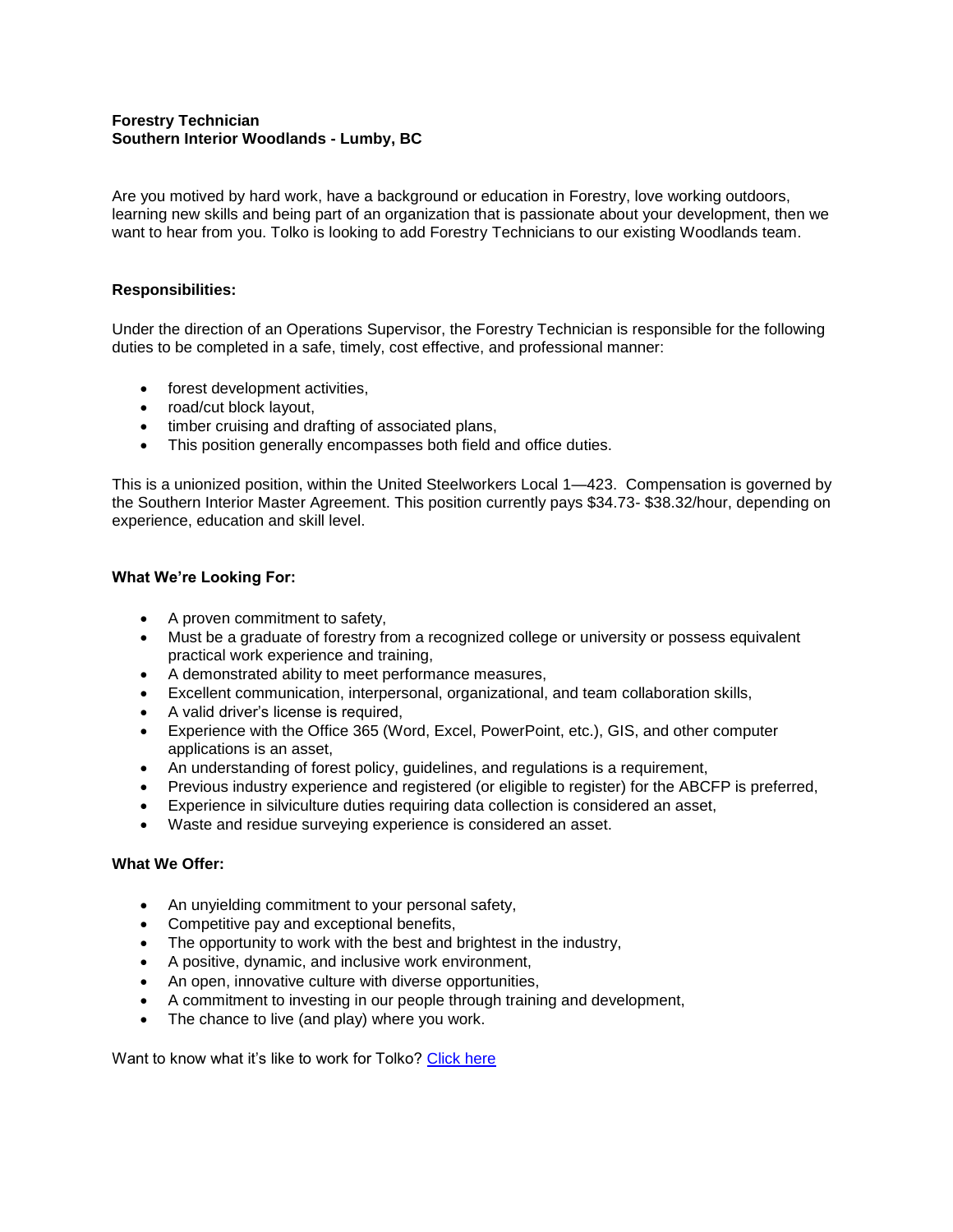**Forestry Technician**
**Southern Interior Woodlands - Lumby, BC**

Are you motived by hard work, have a background or education in Forestry, love working outdoors, learning new skills and being part of an organization that is passionate about your development, then we want to hear from you. Tolko is looking to add Forestry Technicians to our existing Woodlands team.

**Responsibilities:**

Under the direction of an Operations Supervisor, the Forestry Technician is responsible for the following duties to be completed in a safe, timely, cost effective, and professional manner:

- forest development activities,
- road/cut block layout,
- timber cruising and drafting of associated plans,
- This position generally encompasses both field and office duties.

This is a unionized position, within the United Steelworkers Local 1—423. Compensation is governed by the Southern Interior Master Agreement. This position currently pays $34.73- $38.32/hour, depending on experience, education and skill level.

**What We're Looking For:**

- A proven commitment to safety,
- Must be a graduate of forestry from a recognized college or university or possess equivalent practical work experience and training,
- A demonstrated ability to meet performance measures,
- Excellent communication, interpersonal, organizational, and team collaboration skills,
- A valid driver's license is required,
- Experience with the Office 365 (Word, Excel, PowerPoint, etc.), GIS, and other computer applications is an asset,
- An understanding of forest policy, guidelines, and regulations is a requirement,
- Previous industry experience and registered (or eligible to register) for the ABCFP is preferred,
- Experience in silviculture duties requiring data collection is considered an asset,
- Waste and residue surveying experience is considered an asset.

**What We Offer:**

- An unyielding commitment to your personal safety,
- Competitive pay and exceptional benefits,
- The opportunity to work with the best and brightest in the industry,
- A positive, dynamic, and inclusive work environment,
- An open, innovative culture with diverse opportunities,
- A commitment to investing in our people through training and development,
- The chance to live (and play) where you work.

Want to know what it's like to work for Tolko? Click here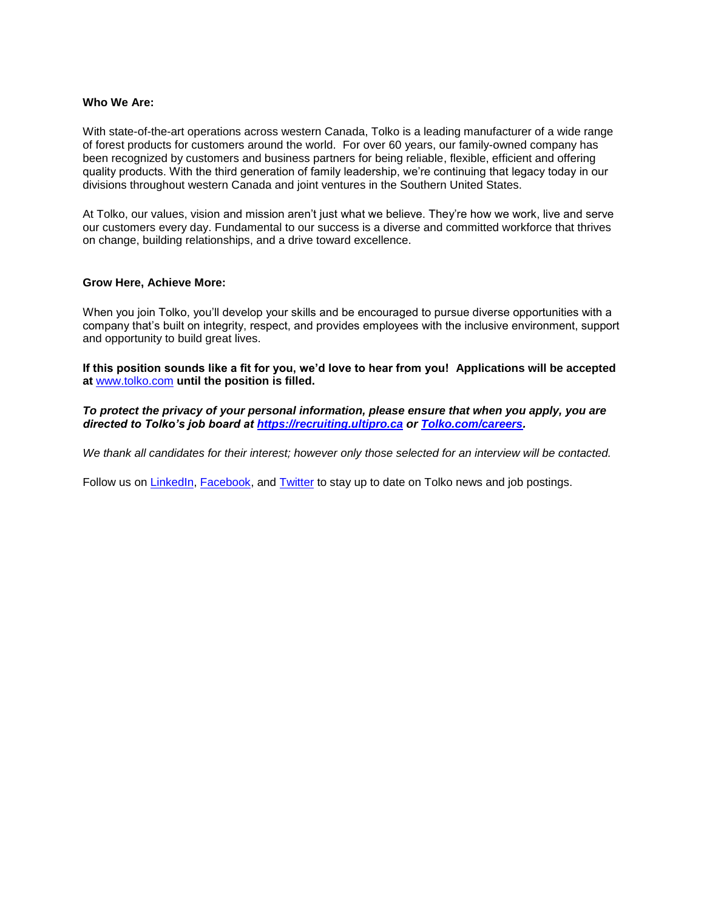**Who We Are:**

With state-of-the-art operations across western Canada, Tolko is a leading manufacturer of a wide range of forest products for customers around the world. For over 60 years, our family-owned company has been recognized by customers and business partners for being reliable, flexible, efficient and offering quality products. With the third generation of family leadership, we're continuing that legacy today in our divisions throughout western Canada and joint ventures in the Southern United States.

At Tolko, our values, vision and mission aren't just what we believe. They're how we work, live and serve our customers every day. Fundamental to our success is a diverse and committed workforce that thrives on change, building relationships, and a drive toward excellence.

**Grow Here, Achieve More:**

When you join Tolko, you'll develop your skills and be encouraged to pursue diverse opportunities with a company that's built on integrity, respect, and provides employees with the inclusive environment, support and opportunity to build great lives.

**If this position sounds like a fit for you, we'd love to hear from you! Applications will be accepted at** [www.tolko.com](http://www.tolko.com) **until the position is filled.**

***To protect the privacy of your personal information, please ensure that when you apply, you are directed to Tolko's job board at [https://recruiting.ultipro.ca](https://recruiting.ultipro.ca) or [Tolko.com/careers](http://Tolko.com/careers).***

*We thank all candidates for their interest; however only those selected for an interview will be contacted.*

Follow us on LinkedIn, Facebook, and Twitter to stay up to date on Tolko news and job postings.